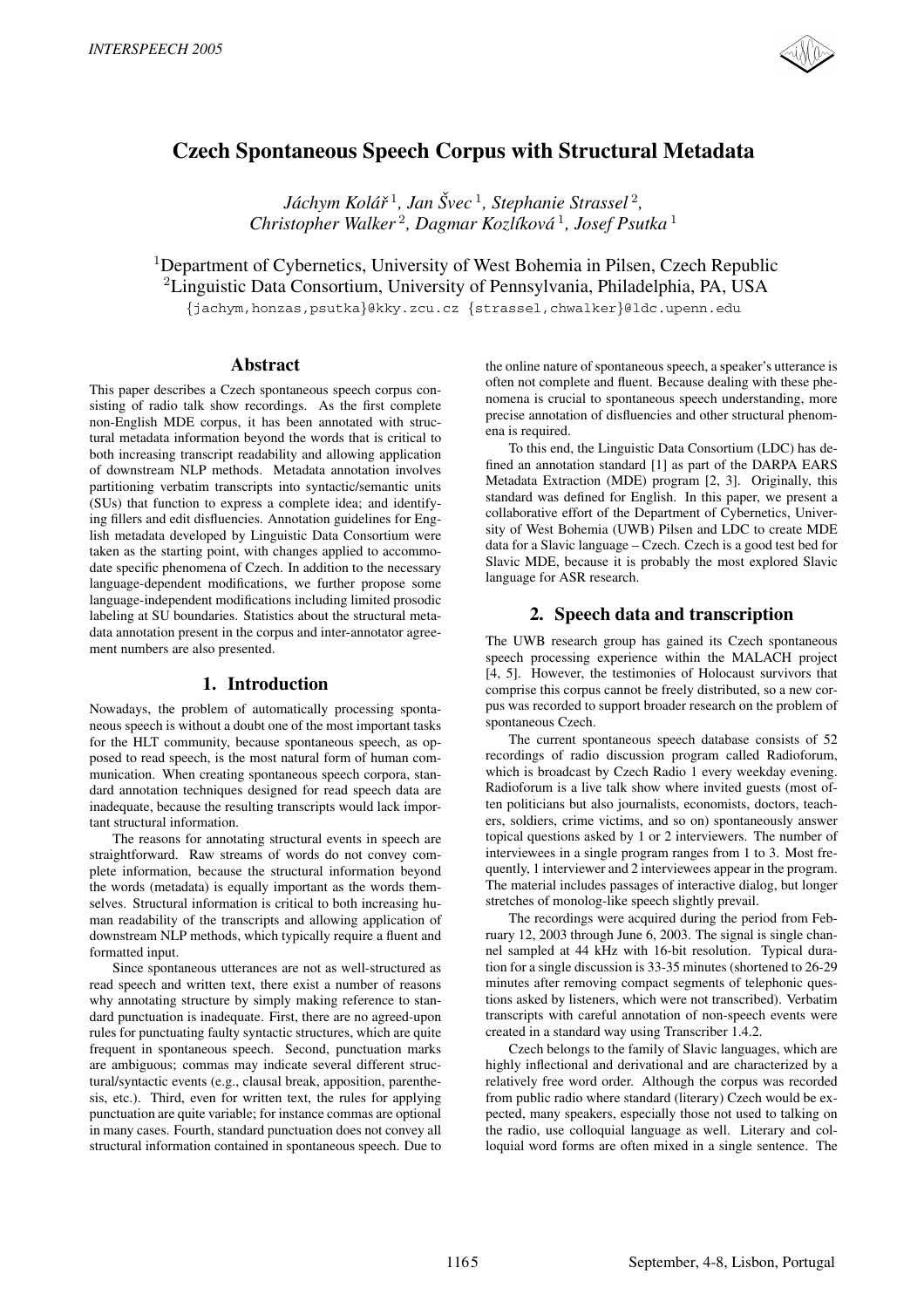# Czech Spontaneous Speech Corpus with Structural Metadata

*Jáchym Kolář*[1], *Jan Švec*[1], *Stephanie Strassel*[2], *Christopher Walker*[2], *Dagmar Kozlíková*[1], *Josef Psutka*[1]

[1]Department of Cybernetics, University of West Bohemia in Pilsen, Czech Republic
[2]Linguistic Data Consortium, University of Pennsylvania, Philadelphia, PA, USA

{jachym,honzas,psutka}@kky.zcu.cz {strassel,chwalker}@ldc.upenn.edu

## Abstract

This paper describes a Czech spontaneous speech corpus consisting of radio talk show recordings. As the first complete non-English MDE corpus, it has been annotated with structural metadata information beyond the words that is critical to both increasing transcript readability and allowing application of downstream NLP methods. Metadata annotation involves partitioning verbatim transcripts into syntactic/semantic units (SUs) that function to express a complete idea; and identifying fillers and edit disfluencies. Annotation guidelines for English metadata developed by Linguistic Data Consortium were taken as the starting point, with changes applied to accommodate specific phenomena of Czech. In addition to the necessary language-dependent modifications, we further propose some language-independent modifications including limited prosodic labeling at SU boundaries. Statistics about the structural metadata annotation present in the corpus and inter-annotator agreement numbers are also presented.

## 1. Introduction

Nowadays, the problem of automatically processing spontaneous speech is without a doubt one of the most important tasks for the HLT community, because spontaneous speech, as opposed to read speech, is the most natural form of human communication. When creating spontaneous speech corpora, standard annotation techniques designed for read speech data are inadequate, because the resulting transcripts would lack important structural information.

The reasons for annotating structural events in speech are straightforward. Raw streams of words do not convey complete information, because the structural information beyond the words (metadata) is equally important as the words themselves. Structural information is critical to both increasing human readability of the transcripts and allowing application of downstream NLP methods, which typically require a fluent and formatted input.

Since spontaneous utterances are not as well-structured as read speech and written text, there exist a number of reasons why annotating structure by simply making reference to standard punctuation is inadequate. First, there are no agreed-upon rules for punctuating faulty syntactic structures, which are quite frequent in spontaneous speech. Second, punctuation marks are ambiguous; commas may indicate several different structural/syntactic events (e.g., clausal break, apposition, parenthesis, etc.). Third, even for written text, the rules for applying punctuation are quite variable; for instance commas are optional in many cases. Fourth, standard punctuation does not convey all structural information contained in spontaneous speech. Due to the online nature of spontaneous speech, a speaker's utterance is often not complete and fluent. Because dealing with these phenomena is crucial to spontaneous speech understanding, more precise annotation of disfluencies and other structural phenomena is required.

To this end, the Linguistic Data Consortium (LDC) has defined an annotation standard [1] as part of the DARPA EARS Metadata Extraction (MDE) program [2, 3]. Originally, this standard was defined for English. In this paper, we present a collaborative effort of the Department of Cybernetics, University of West Bohemia (UWB) Pilsen and LDC to create MDE data for a Slavic language – Czech. Czech is a good test bed for Slavic MDE, because it is probably the most explored Slavic language for ASR research.

## 2. Speech data and transcription

The UWB research group has gained its Czech spontaneous speech processing experience within the MALACH project [4, 5]. However, the testimonies of Holocaust survivors that comprise this corpus cannot be freely distributed, so a new corpus was recorded to support broader research on the problem of spontaneous Czech.

The current spontaneous speech database consists of 52 recordings of radio discussion program called Radioforum, which is broadcast by Czech Radio 1 every weekday evening. Radioforum is a live talk show where invited guests (most often politicians but also journalists, economists, doctors, teachers, soldiers, crime victims, and so on) spontaneously answer topical questions asked by 1 or 2 interviewers. The number of interviewees in a single program ranges from 1 to 3. Most frequently, 1 interviewer and 2 interviewees appear in the program. The material includes passages of interactive dialog, but longer stretches of monolog-like speech slightly prevail.

The recordings were acquired during the period from February 12, 2003 through June 6, 2003. The signal is single channel sampled at 44 kHz with 16-bit resolution. Typical duration for a single discussion is 33-35 minutes (shortened to 26-29 minutes after removing compact segments of telephonic questions asked by listeners, which were not transcribed). Verbatim transcripts with careful annotation of non-speech events were created in a standard way using Transcriber 1.4.2.

Czech belongs to the family of Slavic languages, which are highly inflectional and derivational and are characterized by a relatively free word order. Although the corpus was recorded from public radio where standard (literary) Czech would be expected, many speakers, especially those not used to talking on the radio, use colloquial language as well. Literary and colloquial word forms are often mixed in a single sentence. The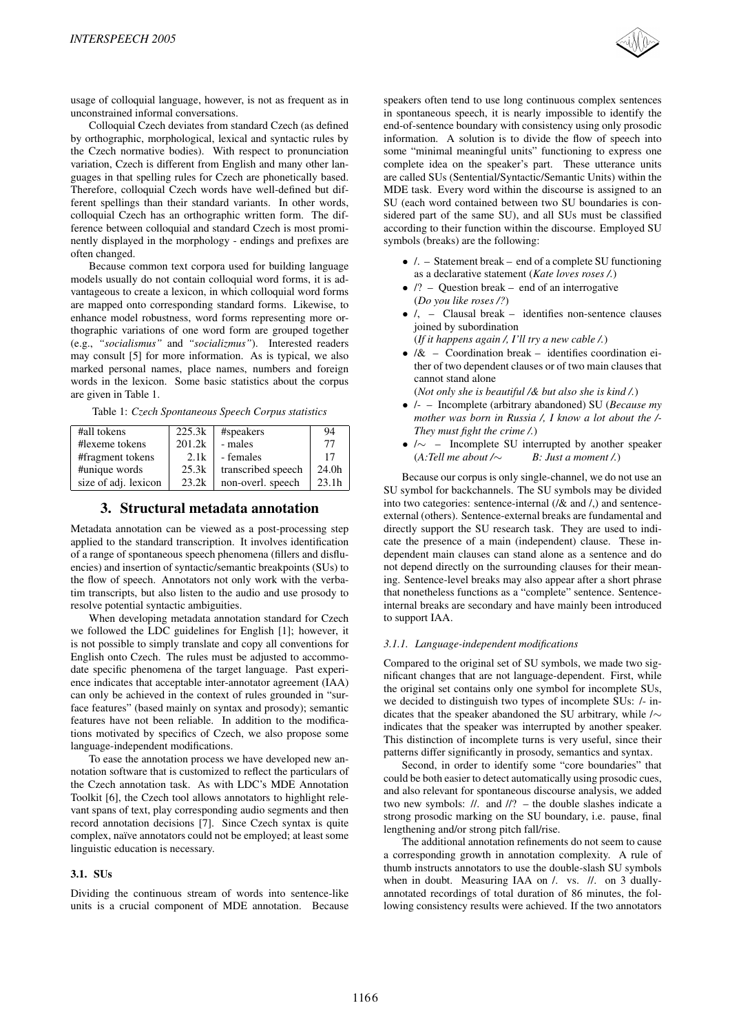usage of colloquial language, however, is not as frequent as in unconstrained informal conversations.

Colloquial Czech deviates from standard Czech (as defined by orthographic, morphological, lexical and syntactic rules by the Czech normative bodies). With respect to pronunciation variation, Czech is different from English and many other languages in that spelling rules for Czech are phonetically based. Therefore, colloquial Czech words have well-defined but different spellings than their standard variants. In other words, colloquial Czech has an orthographic written form. The difference between colloquial and standard Czech is most prominently displayed in the morphology - endings and prefixes are often changed.

Because common text corpora used for building language models usually do not contain colloquial word forms, it is advantageous to create a lexicon, in which colloquial word forms are mapped onto corresponding standard forms. Likewise, to enhance model robustness, word forms representing more orthographic variations of one word form are grouped together (e.g., *"socialismus"* and *"socializmus"*). Interested readers may consult [5] for more information. As is typical, we also marked personal names, place names, numbers and foreign words in the lexicon. Some basic statistics about the corpus are given in Table 1.

Table 1: *Czech Spontaneous Speech Corpus statistics*

| | | | |
|---|---|---|---|
| #all tokens | 225.3k | #speakers | 94 |
| #lexeme tokens | 201.2k | - males | 77 |
| #fragment tokens | 2.1k | - females | 17 |
| #unique words | 25.3k | transcribed speech | 24.0h |
| size of adj. lexicon | 23.2k | non-overl. speech | 23.1h |

## 3. Structural metadata annotation

Metadata annotation can be viewed as a post-processing step applied to the standard transcription. It involves identification of a range of spontaneous speech phenomena (fillers and disfluencies) and insertion of syntactic/semantic breakpoints (SUs) to the flow of speech. Annotators not only work with the verbatim transcripts, but also listen to the audio and use prosody to resolve potential syntactic ambiguities.

When developing metadata annotation standard for Czech we followed the LDC guidelines for English [1]; however, it is not possible to simply translate and copy all conventions for English onto Czech. The rules must be adjusted to accommodate specific phenomena of the target language. Past experience indicates that acceptable inter-annotator agreement (IAA) can only be achieved in the context of rules grounded in "surface features" (based mainly on syntax and prosody); semantic features have not been reliable. In addition to the modifications motivated by specifics of Czech, we also propose some language-independent modifications.

To ease the annotation process we have developed new annotation software that is customized to reflect the particulars of the Czech annotation task. As with LDC's MDE Annotation Toolkit [6], the Czech tool allows annotators to highlight relevant spans of text, play corresponding audio segments and then record annotation decisions [7]. Since Czech syntax is quite complex, naïve annotators could not be employed; at least some linguistic education is necessary.

### 3.1. SUs

Dividing the continuous stream of words into sentence-like units is a crucial component of MDE annotation. Because speakers often tend to use long continuous complex sentences in spontaneous speech, it is nearly impossible to identify the end-of-sentence boundary with consistency using only prosodic information. A solution is to divide the flow of speech into some "minimal meaningful units" functioning to express one complete idea on the speaker's part. These utterance units are called SUs (Sentential/Syntactic/Semantic Units) within the MDE task. Every word within the discourse is assigned to an SU (each word contained between two SU boundaries is considered part of the same SU), and all SUs must be classified according to their function within the discourse. Employed SU symbols (breaks) are the following:

- /. – Statement break – end of a complete SU functioning as a declarative statement (*Kate loves roses /.*)
- /? – Question break – end of an interrogative (*Do you like roses /?*)
- /, – Clausal break – identifies non-sentence clauses joined by subordination (*If it happens again /, I'll try a new cable /.*)
- /& – Coordination break – identifies coordination either of two dependent clauses or of two main clauses that cannot stand alone (*Not only she is beautiful /& but also she is kind /.*)
- /- – Incomplete (arbitrary abandoned) SU (*Because my mother was born in Russia /, I know a lot about the /- They must fight the crime /.*)
- /∼ – Incomplete SU interrupted by another speaker (*A:Tell me about /∼ B: Just a moment /.*)

Because our corpus is only single-channel, we do not use an SU symbol for backchannels. The SU symbols may be divided into two categories: sentence-internal (/& and /,) and sentence-external (others). Sentence-external breaks are fundamental and directly support the SU research task. They are used to indicate the presence of a main (independent) clause. These independent main clauses can stand alone as a sentence and do not depend directly on the surrounding clauses for their meaning. Sentence-level breaks may also appear after a short phrase that nonetheless functions as a "complete" sentence. Sentence-internal breaks are secondary and have mainly been introduced to support IAA.

#### 3.1.1. Language-independent modifications

Compared to the original set of SU symbols, we made two significant changes that are not language-dependent. First, while the original set contains only one symbol for incomplete SUs, we decided to distinguish two types of incomplete SUs: /- indicates that the speaker abandoned the SU arbitrary, while /∼ indicates that the speaker was interrupted by another speaker. This distinction of incomplete turns is very useful, since their patterns differ significantly in prosody, semantics and syntax.

Second, in order to identify some "core boundaries" that could be both easier to detect automatically using prosodic cues, and also relevant for spontaneous discourse analysis, we added two new symbols: //. and //? – the double slashes indicate a strong prosodic marking on the SU boundary, i.e. pause, final lengthening and/or strong pitch fall/rise.

The additional annotation refinements do not seem to cause a corresponding growth in annotation complexity. A rule of thumb instructs annotators to use the double-slash SU symbols when in doubt. Measuring IAA on /. vs. //. on 3 dually-annotated recordings of total duration of 86 minutes, the following consistency results were achieved. If the two annotators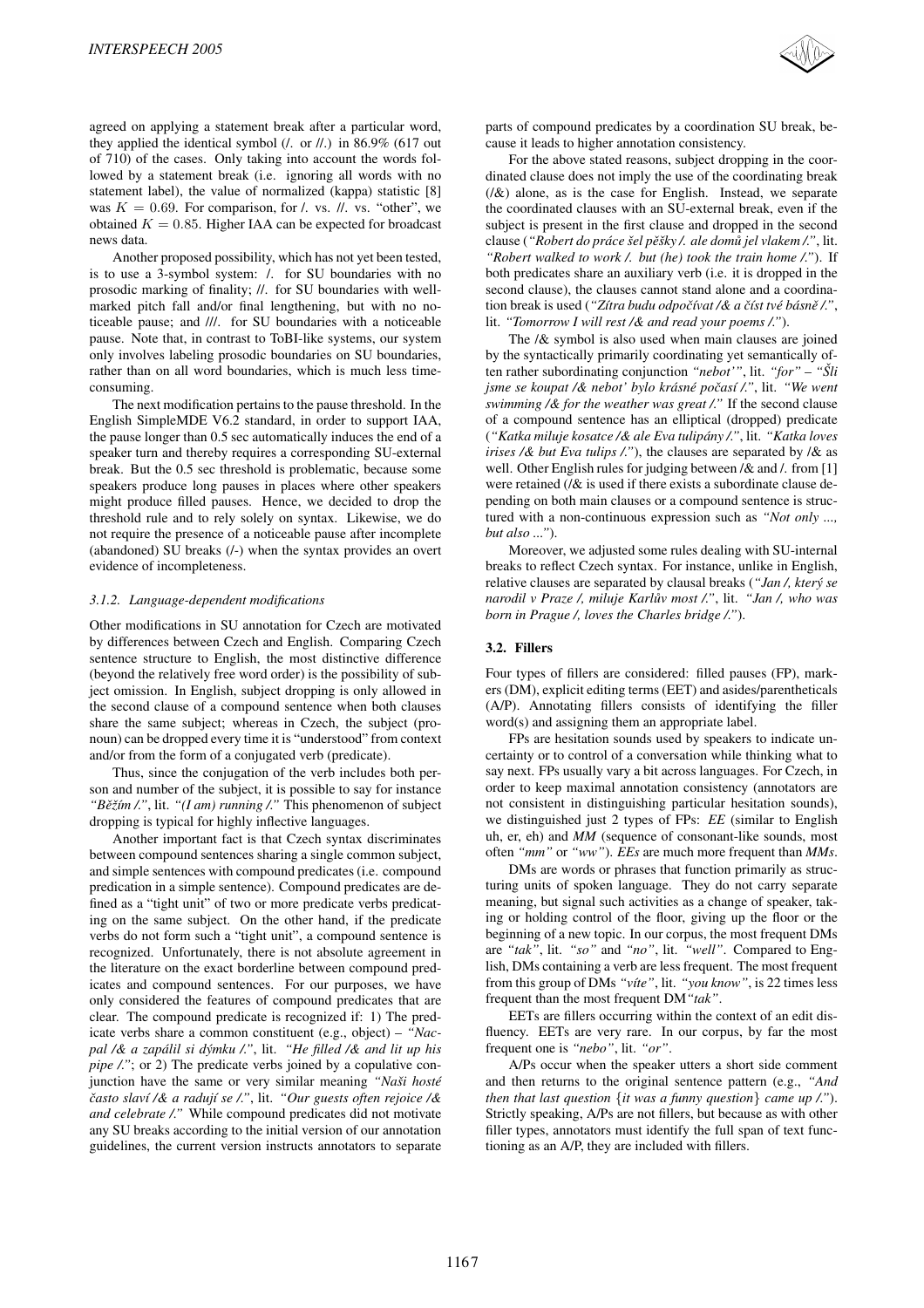agreed on applying a statement break after a particular word, they applied the identical symbol (/. or //.) in 86.9% (617 out of 710) of the cases. Only taking into account the words followed by a statement break (i.e. ignoring all words with no statement label), the value of normalized (kappa) statistic [8] was $K = 0.69$. For comparison, for /. vs. //. vs. "other", we obtained $K = 0.85$. Higher IAA can be expected for broadcast news data.

Another proposed possibility, which has not yet been tested, is to use a 3-symbol system: /. for SU boundaries with no prosodic marking of finality; //. for SU boundaries with well-marked pitch fall and/or final lengthening, but with no noticeable pause; and ///. for SU boundaries with a noticeable pause. Note that, in contrast to ToBI-like systems, our system only involves labeling prosodic boundaries on SU boundaries, rather than on all word boundaries, which is much less time-consuming.

The next modification pertains to the pause threshold. In the English SimpleMDE V6.2 standard, in order to support IAA, the pause longer than 0.5 sec automatically induces the end of a speaker turn and thereby requires a corresponding SU-external break. But the 0.5 sec threshold is problematic, because some speakers produce long pauses in places where other speakers might produce filled pauses. Hence, we decided to drop the threshold rule and to rely solely on syntax. Likewise, we do not require the presence of a noticeable pause after incomplete (abandoned) SU breaks (/-) when the syntax provides an overt evidence of incompleteness.

#### 3.1.2. Language-dependent modifications

Other modifications in SU annotation for Czech are motivated by differences between Czech and English. Comparing Czech sentence structure to English, the most distinctive difference (beyond the relatively free word order) is the possibility of subject omission. In English, subject dropping is only allowed in the second clause of a compound sentence when both clauses share the same subject; whereas in Czech, the subject (pronoun) can be dropped every time it is "understood" from context and/or from the form of a conjugated verb (predicate).

Thus, since the conjugation of the verb includes both person and number of the subject, it is possible to say for instance *"Běžím /."*, lit. *"(I am) running /."* This phenomenon of subject dropping is typical for highly inflective languages.

Another important fact is that Czech syntax discriminates between compound sentences sharing a single common subject, and simple sentences with compound predicates (i.e. compound predication in a simple sentence). Compound predicates are defined as a "tight unit" of two or more predicate verbs predicating on the same subject. On the other hand, if the predicate verbs do not form such a "tight unit", a compound sentence is recognized. Unfortunately, there is not absolute agreement in the literature on the exact borderline between compound predicates and compound sentences. For our purposes, we have only considered the features of compound predicates that are clear. The compound predicate is recognized if: 1) The predicate verbs share a common constituent (e.g., object) – *"Nacpal /& a zapálil si dýmku /."*, lit. *"He filled /& and lit up his pipe /."*; or 2) The predicate verbs joined by a copulative conjunction have the same or very similar meaning *"Naši hosté často slaví /& a radují se /."*, lit. *"Our guests often rejoice /& and celebrate /."* While compound predicates did not motivate any SU breaks according to the initial version of our annotation guidelines, the current version instructs annotators to separate parts of compound predicates by a coordination SU break, because it leads to higher annotation consistency.

For the above stated reasons, subject dropping in the coordinated clause does not imply the use of the coordinating break (/&) alone, as is the case for English. Instead, we separate the coordinated clauses with an SU-external break, even if the subject is present in the first clause and dropped in the second clause (*"Robert do práce šel pěšky /. ale domů jel vlakem /."*, lit. *"Robert walked to work /. but (he) took the train home /."*). If both predicates share an auxiliary verb (i.e. it is dropped in the second clause), the clauses cannot stand alone and a coordination break is used (*"Zítra budu odpočívat /& a číst tvé básně /."*, lit. *"Tomorrow I will rest /& and read your poems /."*).

The /& symbol is also used when main clauses are joined by the syntactically primarily coordinating yet semantically often rather subordinating conjunction *"neboť"*, lit. *"for"* – *"Šli jsme se koupat /& neboť bylo krásné počasí /."*, lit. *"We went swimming /& for the weather was great /."* If the second clause of a compound sentence has an elliptical (dropped) predicate (*"Katka miluje kosatce /& ale Eva tulipány /."*, lit. *"Katka loves irises /& but Eva tulips /."*), the clauses are separated by /& as well. Other English rules for judging between /& and /. from [1] were retained (/& is used if there exists a subordinate clause depending on both main clauses or a compound sentence is structured with a non-continuous expression such as *"Not only ..., but also ..."*).

Moreover, we adjusted some rules dealing with SU-internal breaks to reflect Czech syntax. For instance, unlike in English, relative clauses are separated by clausal breaks (*"Jan /, který se narodil v Praze /, miluje Karlův most /."*, lit. *"Jan /, who was born in Prague /, loves the Charles bridge /."*).

### 3.2. Fillers

Four types of fillers are considered: filled pauses (FP), markers (DM), explicit editing terms (EET) and asides/parentheticals (A/P). Annotating fillers consists of identifying the filler word(s) and assigning them an appropriate label.

FPs are hesitation sounds used by speakers to indicate uncertainty or to control of a conversation while thinking what to say next. FPs usually vary a bit across languages. For Czech, in order to keep maximal annotation consistency (annotators are not consistent in distinguishing particular hesitation sounds), we distinguished just 2 types of FPs: *EE* (similar to English uh, er, eh) and *MM* (sequence of consonant-like sounds, most often *"mm"* or *"ww"*). *EEs* are much more frequent than *MMs*.

DMs are words or phrases that function primarily as structuring units of spoken language. They do not carry separate meaning, but signal such activities as a change of speaker, taking or holding control of the floor, giving up the floor or the beginning of a new topic. In our corpus, the most frequent DMs are *"tak"*, lit. *"so"* and *"no"*, lit. *"well"*. Compared to English, DMs containing a verb are less frequent. The most frequent from this group of DMs *"víte"*, lit. *"you know"*, is 22 times less frequent than the most frequent DM *"tak"*.

EETs are fillers occurring within the context of an edit disfluency. EETs are very rare. In our corpus, by far the most frequent one is *"nebo"*, lit. *"or"*.

A/Ps occur when the speaker utters a short side comment and then returns to the original sentence pattern (e.g., *"And then that last question {it was a funny question} came up /."*). Strictly speaking, A/Ps are not fillers, but because as with other filler types, annotators must identify the full span of text functioning as an A/P, they are included with fillers.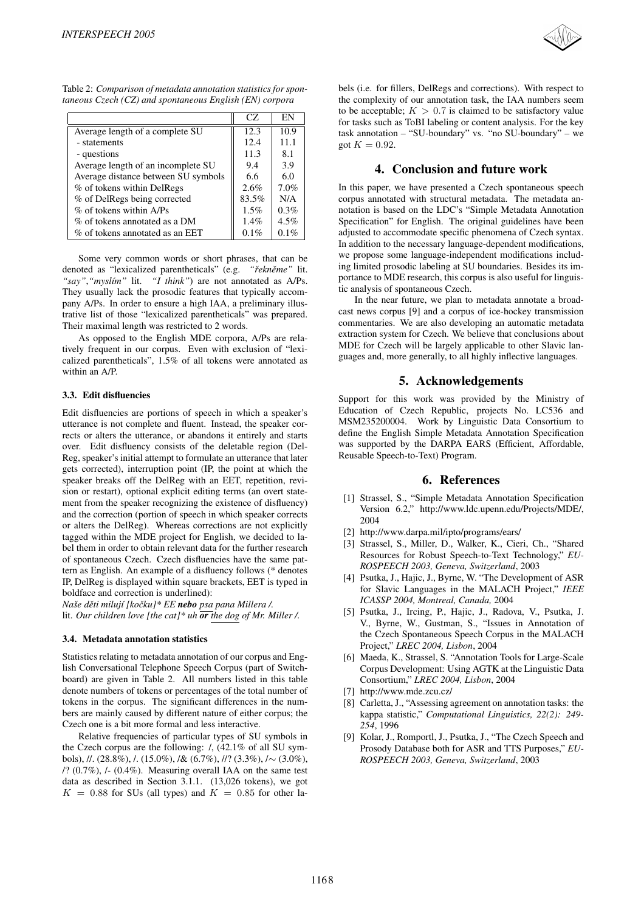Table 2: *Comparison of metadata annotation statistics for spontaneous Czech (CZ) and spontaneous English (EN) corpora*

| | CZ | EN |
|---|---|---|
| Average length of a complete SU | 12.3 | 10.9 |
| - statements | 12.4 | 11.1 |
| - questions | 11.3 | 8.1 |
| Average length of an incomplete SU | 9.4 | 3.9 |
| Average distance between SU symbols | 6.6 | 6.0 |
| % of tokens within DelRegs | 2.6% | 7.0% |
| % of DelRegs being corrected | 83.5% | N/A |
| % of tokens within A/Ps | 1.5% | 0.3% |
| % of tokens annotated as a DM | 1.4% | 4.5% |
| % of tokens annotated as an EET | 0.1% | 0.1% |

Some very common words or short phrases, that can be denoted as "lexicalized parentheticals" (e.g. *"řekněme"* lit. *"say"*,*"myslím"* lit. *"I think"*) are not annotated as A/Ps. They usually lack the prosodic features that typically accompany A/Ps. In order to ensure a high IAA, a preliminary illustrative list of those "lexicalized parentheticals" was prepared. Their maximal length was restricted to 2 words.

As opposed to the English MDE corpora, A/Ps are relatively frequent in our corpus. Even with exclusion of "lexicalized parentheticals", 1.5% of all tokens were annotated as within an A/P.

### 3.3. Edit disfluencies

Edit disfluencies are portions of speech in which a speaker's utterance is not complete and fluent. Instead, the speaker corrects or alters the utterance, or abandons it entirely and starts over. Edit disfluency consists of the deletable region (DelReg, speaker's initial attempt to formulate an utterance that later gets corrected), interruption point (IP, the point at which the speaker breaks off the DelReg with an EET, repetition, revision or restart), optional explicit editing terms (an overt statement from the speaker recognizing the existence of disfluency) and the correction (portion of speech in which speaker corrects or alters the DelReg). Whereas corrections are not explicitly tagged within the MDE project for English, we decided to label them in order to obtain relevant data for the further research of spontaneous Czech. Czech disfluencies have the same pattern as English. An example of a disfluency follows (* denotes IP, DelReg is displayed within square brackets, EET is typed in boldface and correction is underlined):

*Naše děti milují [kočku]* EE* ***nebo*** *<u>psa</u> pana Millera /.*
lit. *Our children love [the cat]* uh* ***<u>or</u>*** *<u>the dog</u> of Mr. Miller /.*

### 3.4. Metadata annotation statistics

Statistics relating to metadata annotation of our corpus and English Conversational Telephone Speech Corpus (part of Switchboard) are given in Table 2. All numbers listed in this table denote numbers of tokens or percentages of the total number of tokens in the corpus. The significant differences in the numbers are mainly caused by different nature of either corpus; the Czech one is a bit more formal and less interactive.

Relative frequencies of particular types of SU symbols in the Czech corpus are the following: /, (42.1% of all SU symbols), //. (28.8%), /. (15.0%), /& (6.7%), //? (3.3%), /∼ (3.0%), /? (0.7%), /- (0.4%). Measuring overall IAA on the same test data as described in Section 3.1.1. (13,026 tokens), we got $K = 0.88$ for SUs (all types) and $K = 0.85$ for other labels (i.e. for fillers, DelRegs and corrections). With respect to the complexity of our annotation task, the IAA numbers seem to be acceptable; $K > 0.7$ is claimed to be satisfactory value for tasks such as ToBI labeling or content analysis. For the key task annotation – "SU-boundary" vs. "no SU-boundary" – we got $K = 0.92$.

## 4. Conclusion and future work

In this paper, we have presented a Czech spontaneous speech corpus annotated with structural metadata. The metadata annotation is based on the LDC's "Simple Metadata Annotation Specification" for English. The original guidelines have been adjusted to accommodate specific phenomena of Czech syntax. In addition to the necessary language-dependent modifications, we propose some language-independent modifications including limited prosodic labeling at SU boundaries. Besides its importance to MDE research, this corpus is also useful for linguistic analysis of spontaneous Czech.

In the near future, we plan to metadata annotate a broadcast news corpus [9] and a corpus of ice-hockey transmission commentaries. We are also developing an automatic metadata extraction system for Czech. We believe that conclusions about MDE for Czech will be largely applicable to other Slavic languages and, more generally, to all highly inflective languages.

## 5. Acknowledgements

Support for this work was provided by the Ministry of Education of Czech Republic, projects No. LC536 and MSM235200004. Work by Linguistic Data Consortium to define the English Simple Metadata Annotation Specification was supported by the DARPA EARS (Efficient, Affordable, Reusable Speech-to-Text) Program.

## 6. References

[1] Strassel, S., "Simple Metadata Annotation Specification Version 6.2," http://www.ldc.upenn.edu/Projects/MDE/, 2004

[2] http://www.darpa.mil/ipto/programs/ears/

[3] Strassel, S., Miller, D., Walker, K., Cieri, Ch., "Shared Resources for Robust Speech-to-Text Technology," *EUROSPEECH 2003, Geneva, Switzerland*, 2003

[4] Psutka, J., Hajic, J., Byrne, W. "The Development of ASR for Slavic Languages in the MALACH Project," *IEEE ICASSP 2004, Montreal, Canada,* 2004

[5] Psutka, J., Ircing, P., Hajic, J., Radova, V., Psutka, J. V., Byrne, W., Gustman, S., "Issues in Annotation of the Czech Spontaneous Speech Corpus in the MALACH Project," *LREC 2004, Lisbon*, 2004

[6] Maeda, K., Strassel, S. "Annotation Tools for Large-Scale Corpus Development: Using AGTK at the Linguistic Data Consortium," *LREC 2004, Lisbon*, 2004

[7] http://www.mde.zcu.cz/

[8] Carletta, J., "Assessing agreement on annotation tasks: the kappa statistic," *Computational Linguistics, 22(2): 249-254*, 1996

[9] Kolar, J., Romportl, J., Psutka, J., "The Czech Speech and Prosody Database both for ASR and TTS Purposes," *EUROSPEECH 2003, Geneva, Switzerland*, 2003